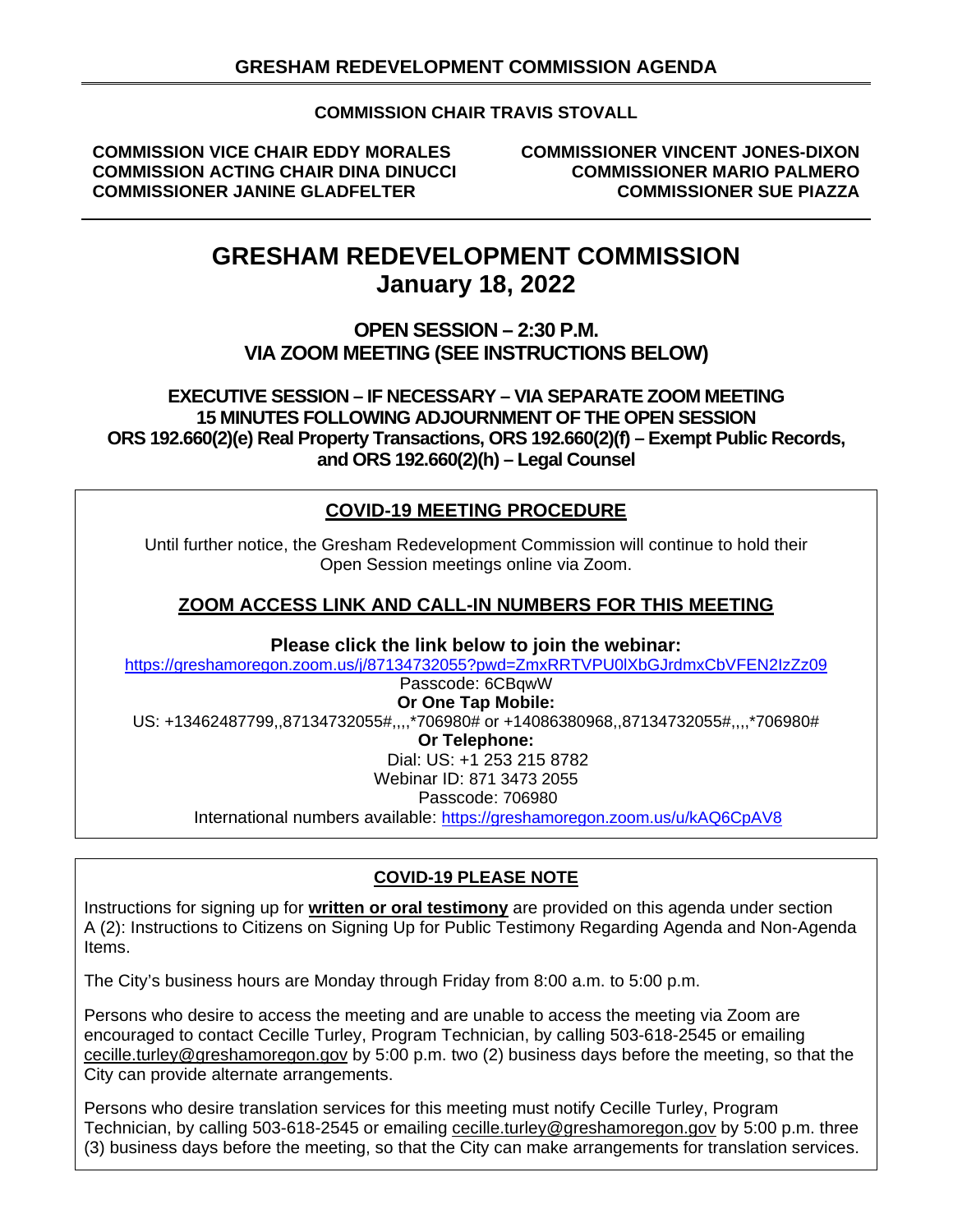# GRESHAM REDEVELOPMENT COMMISSION AGENDA

**COMMISSION CHAIR TRAVIS STOVALL**

**COMMISSION VICE CHAIR EDDY MORALES**
**COMMISSION ACTING CHAIR DINA DINUCCI**
**COMMISSIONER JANINE GLADFELTER**
**COMMISSIONER VINCENT JONES-DIXON**
**COMMISSIONER MARIO PALMERO**
**COMMISSIONER SUE PIAZZA**

# GRESHAM REDEVELOPMENT COMMISSION
# January 18, 2022

**OPEN SESSION – 2:30 P.M.**
**VIA ZOOM MEETING (SEE INSTRUCTIONS BELOW)**

**EXECUTIVE SESSION – IF NECESSARY – VIA SEPARATE ZOOM MEETING**
**15 MINUTES FOLLOWING ADJOURNMENT OF THE OPEN SESSION**
**ORS 192.660(2)(e) Real Property Transactions, ORS 192.660(2)(f) – Exempt Public Records, and ORS 192.660(2)(h) – Legal Counsel**

## COVID-19 MEETING PROCEDURE

Until further notice, the Gresham Redevelopment Commission will continue to hold their Open Session meetings online via Zoom.

## ZOOM ACCESS LINK AND CALL-IN NUMBERS FOR THIS MEETING

**Please click the link below to join the webinar:**
https://greshamoregon.zoom.us/j/87134732055?pwd=ZmxRRTVPU0lXbGJrdmxCbVFEN2IzZz09
Passcode: 6CBqwW
**Or One Tap Mobile:**
US: +13462487799,,87134732055#,,,,*706980# or +14086380968,,87134732055#,,,,*706980#
**Or Telephone:**
Dial: US: +1 253 215 8782
Webinar ID: 871 3473 2055
Passcode: 706980
International numbers available: https://greshamoregon.zoom.us/u/kAQ6CpAV8

## COVID-19 PLEASE NOTE

Instructions for signing up for **written or oral testimony** are provided on this agenda under section A (2): Instructions to Citizens on Signing Up for Public Testimony Regarding Agenda and Non-Agenda Items.

The City's business hours are Monday through Friday from 8:00 a.m. to 5:00 p.m.

Persons who desire to access the meeting and are unable to access the meeting via Zoom are encouraged to contact Cecille Turley, Program Technician, by calling 503-618-2545 or emailing cecille.turley@greshamoregon.gov by 5:00 p.m. two (2) business days before the meeting, so that the City can provide alternate arrangements.

Persons who desire translation services for this meeting must notify Cecille Turley, Program Technician, by calling 503-618-2545 or emailing cecille.turley@greshamoregon.gov by 5:00 p.m. three (3) business days before the meeting, so that the City can make arrangements for translation services.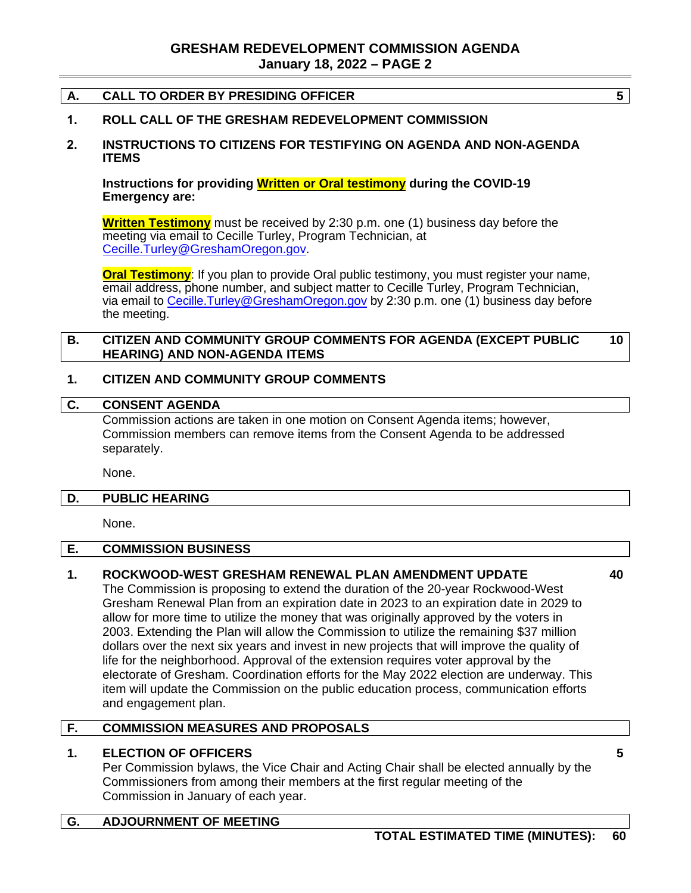## A. CALL TO ORDER BY PRESIDING OFFICER — 5

**1. ROLL CALL OF THE GRESHAM REDEVELOPMENT COMMISSION**

**2. INSTRUCTIONS TO CITIZENS FOR TESTIFYING ON AGENDA AND NON-AGENDA ITEMS**

**Instructions for providing Written or Oral testimony during the COVID-19 Emergency are:**

**Written Testimony** must be received by 2:30 p.m. one (1) business day before the meeting via email to Cecille Turley, Program Technician, at Cecille.Turley@GreshamOregon.gov.

**Oral Testimony**: If you plan to provide Oral public testimony, you must register your name, email address, phone number, and subject matter to Cecille Turley, Program Technician, via email to Cecille.Turley@GreshamOregon.gov by 2:30 p.m. one (1) business day before the meeting.

## B. CITIZEN AND COMMUNITY GROUP COMMENTS FOR AGENDA (EXCEPT PUBLIC HEARING) AND NON-AGENDA ITEMS — 10

**1. CITIZEN AND COMMUNITY GROUP COMMENTS**

## C. CONSENT AGENDA

Commission actions are taken in one motion on Consent Agenda items; however, Commission members can remove items from the Consent Agenda to be addressed separately.

None.

## D. PUBLIC HEARING

None.

## E. COMMISSION BUSINESS

**1. ROCKWOOD-WEST GRESHAM RENEWAL PLAN AMENDMENT UPDATE — 40**

The Commission is proposing to extend the duration of the 20-year Rockwood-West Gresham Renewal Plan from an expiration date in 2023 to an expiration date in 2029 to allow for more time to utilize the money that was originally approved by the voters in 2003. Extending the Plan will allow the Commission to utilize the remaining $37 million dollars over the next six years and invest in new projects that will improve the quality of life for the neighborhood. Approval of the extension requires voter approval by the electorate of Gresham. Coordination efforts for the May 2022 election are underway. This item will update the Commission on the public education process, communication efforts and engagement plan.

## F. COMMISSION MEASURES AND PROPOSALS

**1. ELECTION OF OFFICERS — 5**

Per Commission bylaws, the Vice Chair and Acting Chair shall be elected annually by the Commissioners from among their members at the first regular meeting of the Commission in January of each year.

## G. ADJOURNMENT OF MEETING

**TOTAL ESTIMATED TIME (MINUTES): 60**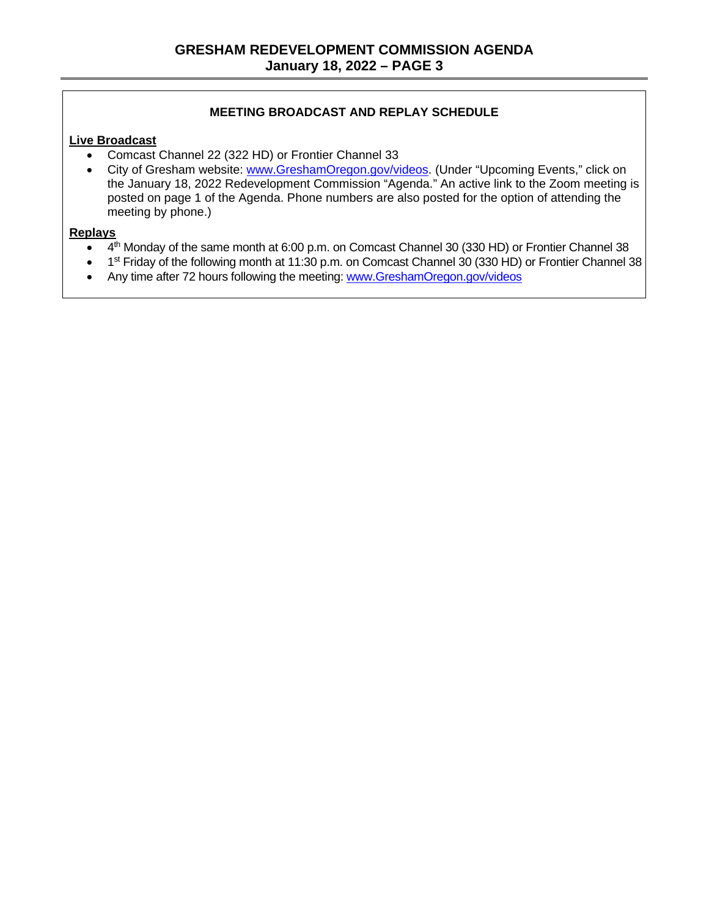## MEETING BROADCAST AND REPLAY SCHEDULE

**Live Broadcast**

- Comcast Channel 22 (322 HD) or Frontier Channel 33
- City of Gresham website: [www.GreshamOregon.gov/videos](http://www.GreshamOregon.gov/videos). (Under "Upcoming Events," click on the January 18, 2022 Redevelopment Commission "Agenda." An active link to the Zoom meeting is posted on page 1 of the Agenda. Phone numbers are also posted for the option of attending the meeting by phone.)

**Replays**

- 4th Monday of the same month at 6:00 p.m. on Comcast Channel 30 (330 HD) or Frontier Channel 38
- 1st Friday of the following month at 11:30 p.m. on Comcast Channel 30 (330 HD) or Frontier Channel 38
- Any time after 72 hours following the meeting: [www.GreshamOregon.gov/videos](http://www.GreshamOregon.gov/videos)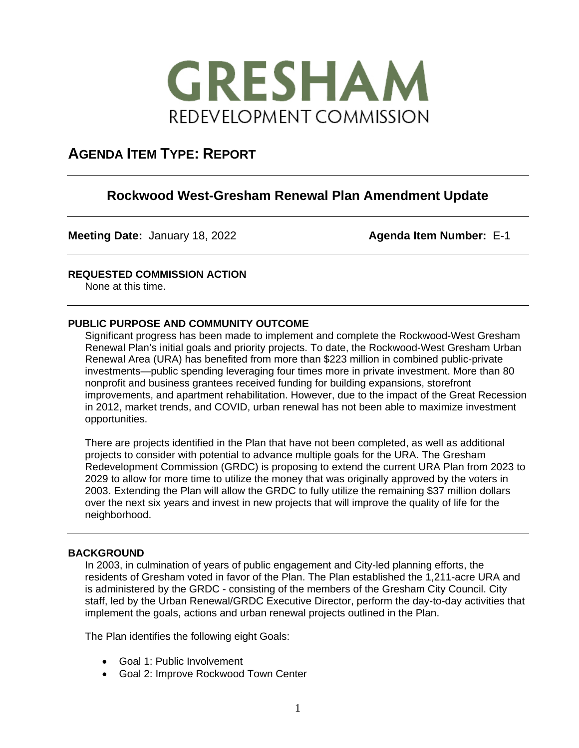# GRESHAM

REDEVELOPMENT COMMISSION

## AGENDA ITEM TYPE: REPORT

## Rockwood West-Gresham Renewal Plan Amendment Update

**Meeting Date:** January 18, 2022 **Agenda Item Number:** E-1

**REQUESTED COMMISSION ACTION**

None at this time.

**PUBLIC PURPOSE AND COMMUNITY OUTCOME**

Significant progress has been made to implement and complete the Rockwood-West Gresham Renewal Plan's initial goals and priority projects. To date, the Rockwood-West Gresham Urban Renewal Area (URA) has benefited from more than $223 million in combined public-private investments—public spending leveraging four times more in private investment. More than 80 nonprofit and business grantees received funding for building expansions, storefront improvements, and apartment rehabilitation. However, due to the impact of the Great Recession in 2012, market trends, and COVID, urban renewal has not been able to maximize investment opportunities.

There are projects identified in the Plan that have not been completed, as well as additional projects to consider with potential to advance multiple goals for the URA. The Gresham Redevelopment Commission (GRDC) is proposing to extend the current URA Plan from 2023 to 2029 to allow for more time to utilize the money that was originally approved by the voters in 2003. Extending the Plan will allow the GRDC to fully utilize the remaining $37 million dollars over the next six years and invest in new projects that will improve the quality of life for the neighborhood.

**BACKGROUND**

In 2003, in culmination of years of public engagement and City-led planning efforts, the residents of Gresham voted in favor of the Plan. The Plan established the 1,211-acre URA and is administered by the GRDC - consisting of the members of the Gresham City Council. City staff, led by the Urban Renewal/GRDC Executive Director, perform the day-to-day activities that implement the goals, actions and urban renewal projects outlined in the Plan.

The Plan identifies the following eight Goals:

- Goal 1: Public Involvement
- Goal 2: Improve Rockwood Town Center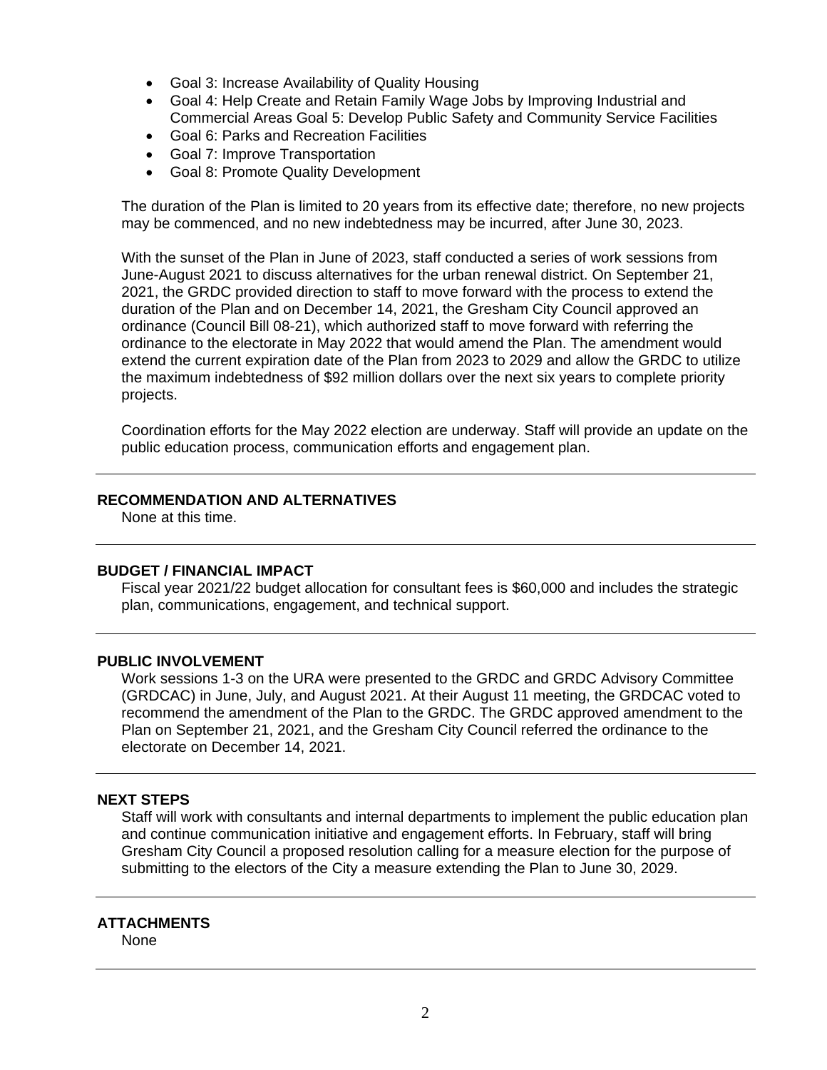- Goal 3: Increase Availability of Quality Housing
- Goal 4: Help Create and Retain Family Wage Jobs by Improving Industrial and Commercial Areas Goal 5: Develop Public Safety and Community Service Facilities
- Goal 6: Parks and Recreation Facilities
- Goal 7: Improve Transportation
- Goal 8: Promote Quality Development

The duration of the Plan is limited to 20 years from its effective date; therefore, no new projects may be commenced, and no new indebtedness may be incurred, after June 30, 2023.

With the sunset of the Plan in June of 2023, staff conducted a series of work sessions from June-August 2021 to discuss alternatives for the urban renewal district. On September 21, 2021, the GRDC provided direction to staff to move forward with the process to extend the duration of the Plan and on December 14, 2021, the Gresham City Council approved an ordinance (Council Bill 08-21), which authorized staff to move forward with referring the ordinance to the electorate in May 2022 that would amend the Plan. The amendment would extend the current expiration date of the Plan from 2023 to 2029 and allow the GRDC to utilize the maximum indebtedness of $92 million dollars over the next six years to complete priority projects.

Coordination efforts for the May 2022 election are underway. Staff will provide an update on the public education process, communication efforts and engagement plan.

## RECOMMENDATION AND ALTERNATIVES

None at this time.

## BUDGET / FINANCIAL IMPACT

Fiscal year 2021/22 budget allocation for consultant fees is $60,000 and includes the strategic plan, communications, engagement, and technical support.

## PUBLIC INVOLVEMENT

Work sessions 1-3 on the URA were presented to the GRDC and GRDC Advisory Committee (GRDCAC) in June, July, and August 2021. At their August 11 meeting, the GRDCAC voted to recommend the amendment of the Plan to the GRDC. The GRDC approved amendment to the Plan on September 21, 2021, and the Gresham City Council referred the ordinance to the electorate on December 14, 2021.

## NEXT STEPS

Staff will work with consultants and internal departments to implement the public education plan and continue communication initiative and engagement efforts. In February, staff will bring Gresham City Council a proposed resolution calling for a measure election for the purpose of submitting to the electors of the City a measure extending the Plan to June 30, 2029.

## ATTACHMENTS

None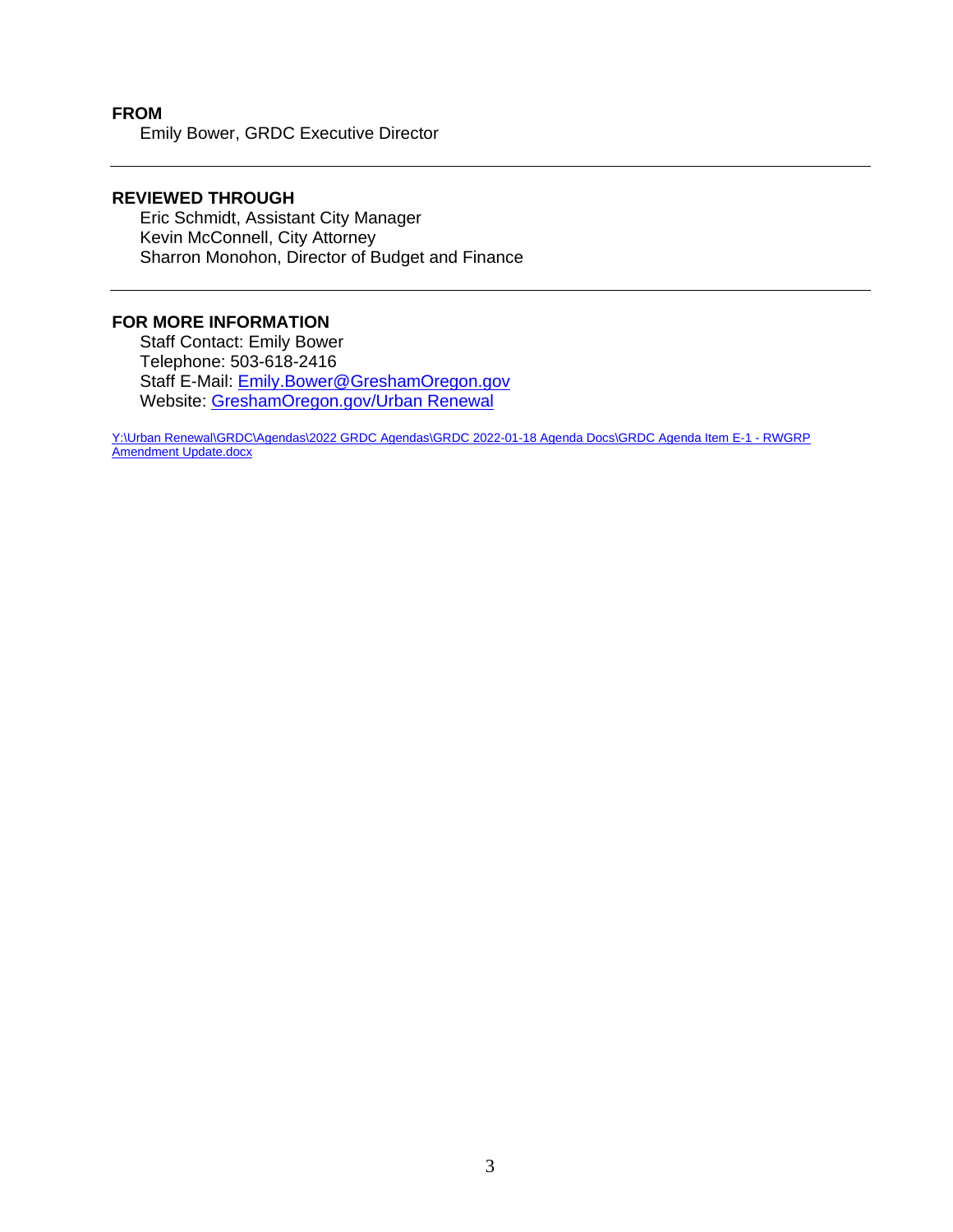**FROM**

Emily Bower, GRDC Executive Director

---

**REVIEWED THROUGH**

Eric Schmidt, Assistant City Manager
Kevin McConnell, City Attorney
Sharron Monohon, Director of Budget and Finance

---

**FOR MORE INFORMATION**

Staff Contact: Emily Bower
Telephone: 503-618-2416
Staff E-Mail: Emily.Bower@GreshamOregon.gov
Website: GreshamOregon.gov/Urban Renewal

Y:\Urban Renewal\GRDC\Agendas\2022 GRDC Agendas\GRDC 2022-01-18 Agenda Docs\GRDC Agenda Item E-1 - RWGRP Amendment Update.docx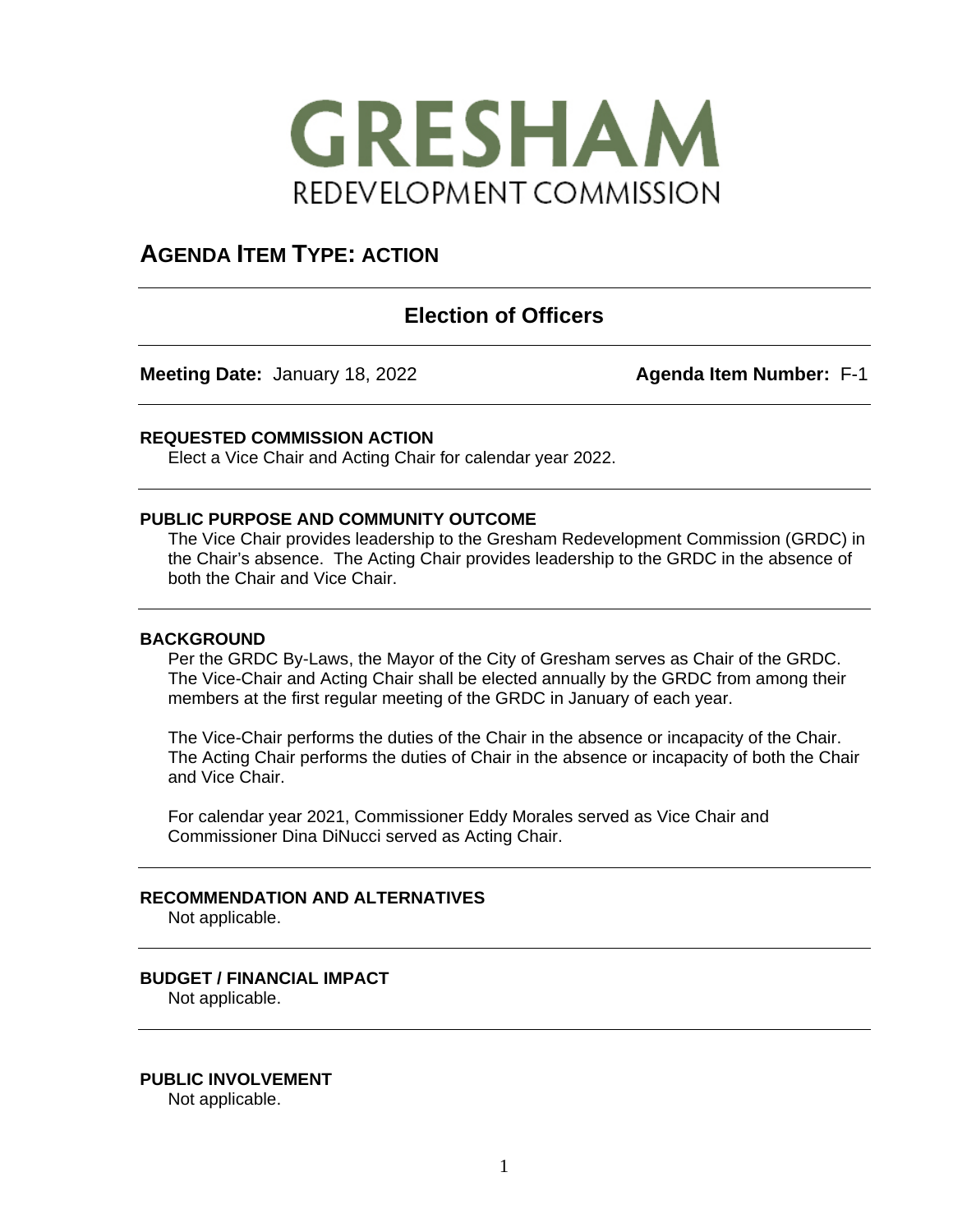# GRESHAM

REDEVELOPMENT COMMISSION

## AGENDA ITEM TYPE: ACTION

---

## Election of Officers

---

**Meeting Date:** January 18, 2022 **Agenda Item Number:** F-1

---

**REQUESTED COMMISSION ACTION**

Elect a Vice Chair and Acting Chair for calendar year 2022.

---

**PUBLIC PURPOSE AND COMMUNITY OUTCOME**

The Vice Chair provides leadership to the Gresham Redevelopment Commission (GRDC) in the Chair's absence. The Acting Chair provides leadership to the GRDC in the absence of both the Chair and Vice Chair.

---

**BACKGROUND**

Per the GRDC By-Laws, the Mayor of the City of Gresham serves as Chair of the GRDC. The Vice-Chair and Acting Chair shall be elected annually by the GRDC from among their members at the first regular meeting of the GRDC in January of each year.

The Vice-Chair performs the duties of the Chair in the absence or incapacity of the Chair. The Acting Chair performs the duties of Chair in the absence or incapacity of both the Chair and Vice Chair.

For calendar year 2021, Commissioner Eddy Morales served as Vice Chair and Commissioner Dina DiNucci served as Acting Chair.

---

**RECOMMENDATION AND ALTERNATIVES**

Not applicable.

---

**BUDGET / FINANCIAL IMPACT**

Not applicable.

---

**PUBLIC INVOLVEMENT**

Not applicable.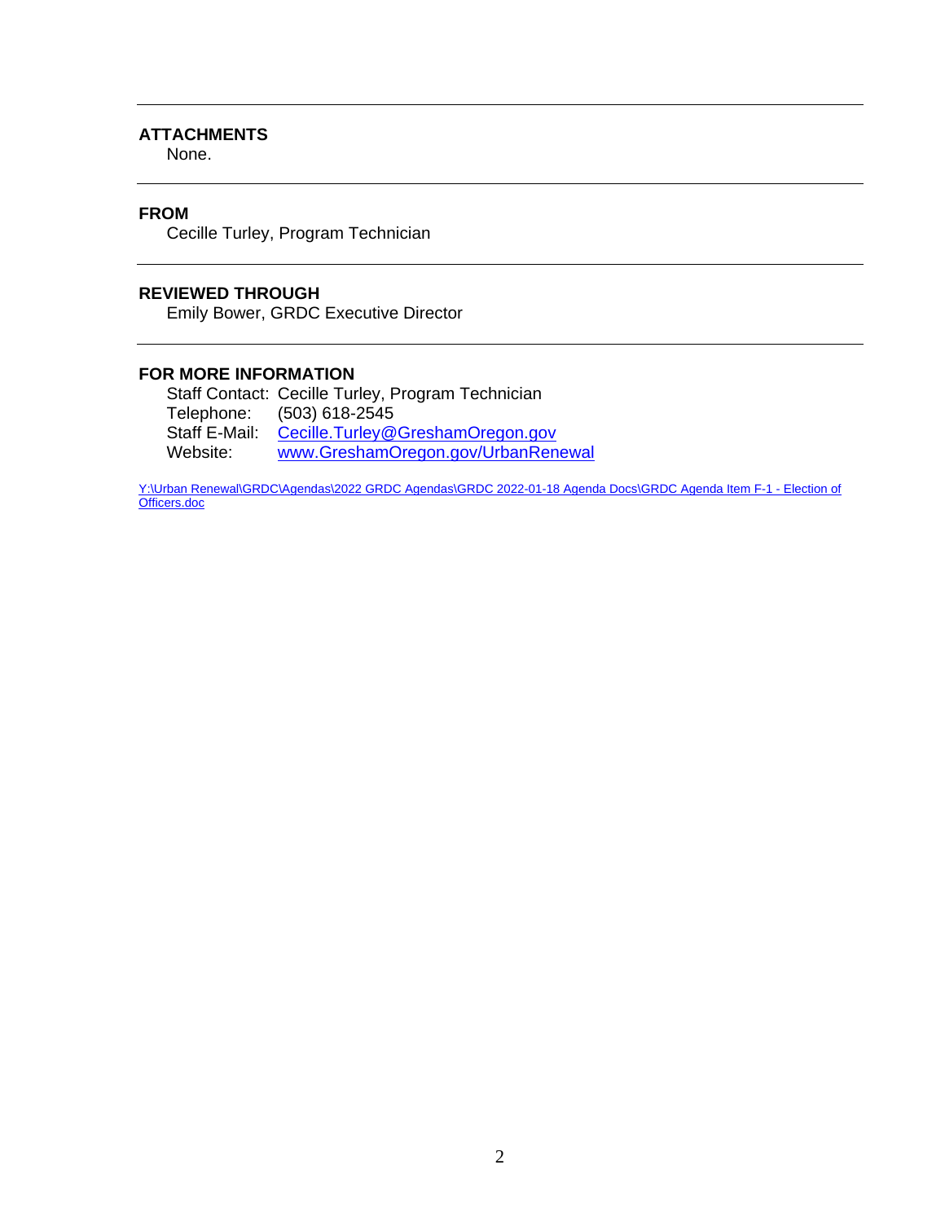---

**ATTACHMENTS**

None.

---

**FROM**

Cecille Turley, Program Technician

---

**REVIEWED THROUGH**

Emily Bower, GRDC Executive Director

---

**FOR MORE INFORMATION**

Staff Contact: Cecille Turley, Program Technician
Telephone: (503) 618-2545
Staff E-Mail: Cecille.Turley@GreshamOregon.gov
Website: www.GreshamOregon.gov/UrbanRenewal

Y:\Urban Renewal\GRDC\Agendas\2022 GRDC Agendas\GRDC 2022-01-18 Agenda Docs\GRDC Agenda Item F-1 - Election of Officers.doc